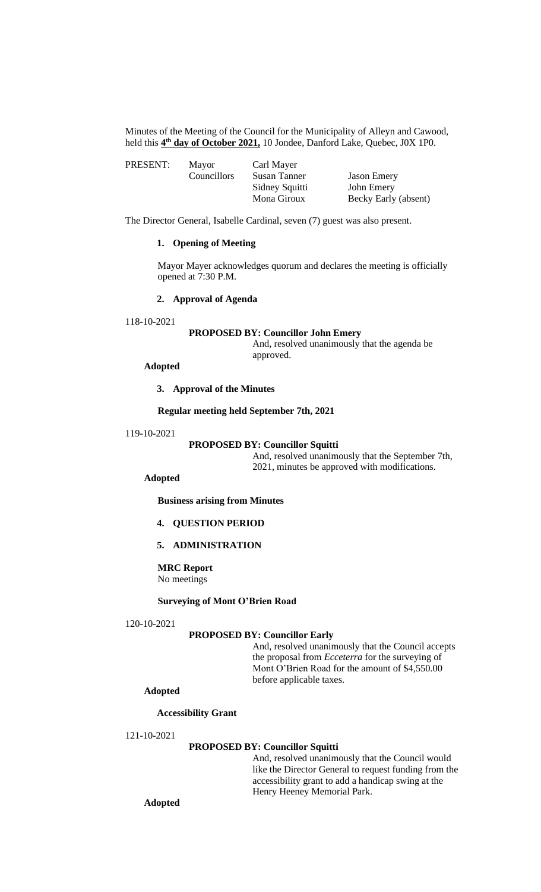Minutes of the Meeting of the Council for the Municipality of Alleyn and Cawood, held this **4th day of October 2021,** 10 Jondee, Danford Lake, Quebec, J0X 1P0.

| PRESENT: | Mayor | Carl Mayer | |
|---|---|---|---|
| | Councillors | Susan Tanner | Jason Emery |
| | | Sidney Squitti | John Emery |
| | | Mona Giroux | Becky Early (absent) |

The Director General, Isabelle Cardinal, seven (7) guest was also present.

**1. Opening of Meeting**

Mayor Mayer acknowledges quorum and declares the meeting is officially opened at 7:30 P.M.

**2. Approval of Agenda**

118-10-2021

**PROPOSED BY: Councillor John Emery**

And, resolved unanimously that the agenda be approved.

**Adopted**

**3. Approval of the Minutes**

**Regular meeting held September 7th, 2021**

119-10-2021

**PROPOSED BY: Councillor Squitti**

And, resolved unanimously that the September 7th, 2021, minutes be approved with modifications.

**Adopted**

**Business arising from Minutes**

**4. QUESTION PERIOD**

**5. ADMINISTRATION**

**MRC Report**

No meetings

**Surveying of Mont O'Brien Road**

120-10-2021

**PROPOSED BY: Councillor Early**

And, resolved unanimously that the Council accepts the proposal from *Ecceterra* for the surveying of Mont O'Brien Road for the amount of $4,550.00 before applicable taxes.

**Adopted**

**Accessibility Grant**

121-10-2021

**PROPOSED BY: Councillor Squitti**

And, resolved unanimously that the Council would like the Director General to request funding from the accessibility grant to add a handicap swing at the Henry Heeney Memorial Park.

**Adopted**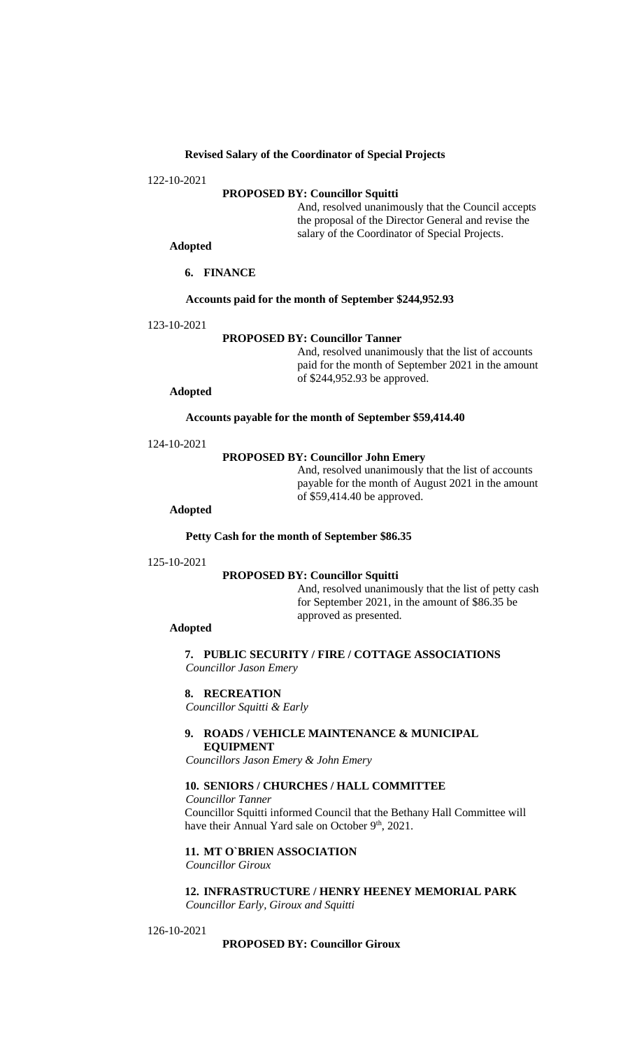**Revised Salary of the Coordinator of Special Projects**

122-10-2021

**PROPOSED BY: Councillor Squitti**

And, resolved unanimously that the Council accepts the proposal of the Director General and revise the salary of the Coordinator of Special Projects.

**Adopted**

## 6. FINANCE

**Accounts paid for the month of September $244,952.93**

123-10-2021

**PROPOSED BY: Councillor Tanner**

And, resolved unanimously that the list of accounts paid for the month of September 2021 in the amount of $244,952.93 be approved.

**Adopted**

**Accounts payable for the month of September $59,414.40**

124-10-2021

**PROPOSED BY: Councillor John Emery**

And, resolved unanimously that the list of accounts payable for the month of August 2021 in the amount of $59,414.40 be approved.

**Adopted**

**Petty Cash for the month of September $86.35**

125-10-2021

**PROPOSED BY: Councillor Squitti**

And, resolved unanimously that the list of petty cash for September 2021, in the amount of $86.35 be approved as presented.

**Adopted**

## 7. PUBLIC SECURITY / FIRE / COTTAGE ASSOCIATIONS

*Councillor Jason Emery*

## 8. RECREATION

*Councillor Squitti & Early*

## 9. ROADS / VEHICLE MAINTENANCE & MUNICIPAL EQUIPMENT

*Councillors Jason Emery & John Emery*

## 10. SENIORS / CHURCHES / HALL COMMITTEE

*Councillor Tanner*

Councillor Squitti informed Council that the Bethany Hall Committee will have their Annual Yard sale on October 9th, 2021.

## 11. MT O`BRIEN ASSOCIATION

*Councillor Giroux*

## 12. INFRASTRUCTURE / HENRY HEENEY MEMORIAL PARK

*Councillor Early, Giroux and Squitti*

126-10-2021

**PROPOSED BY: Councillor Giroux**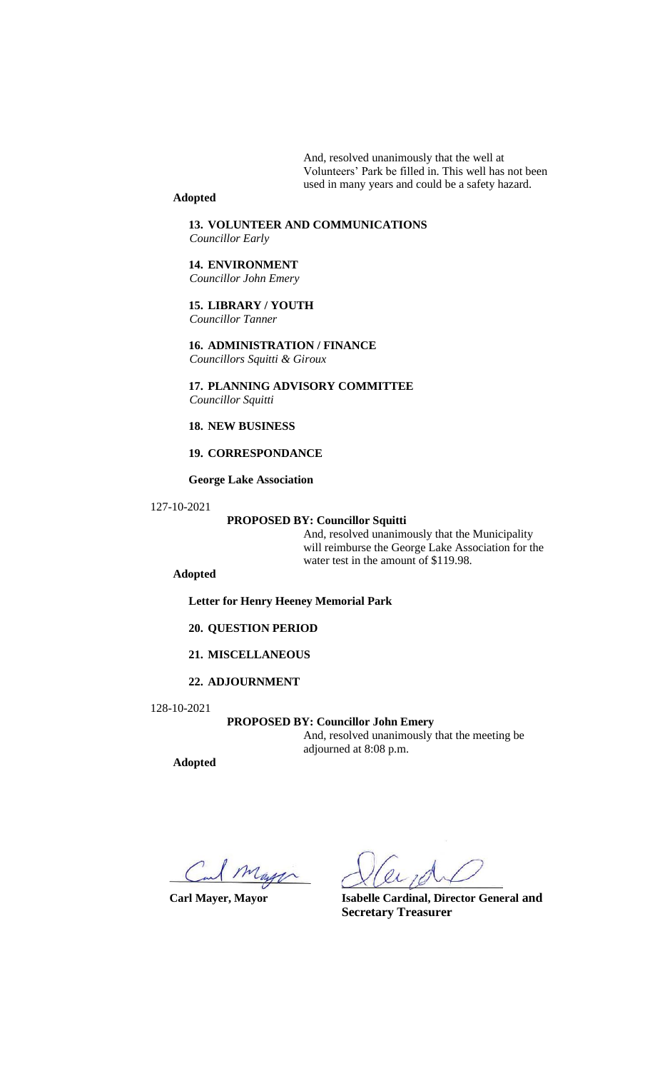And, resolved unanimously that the well at Volunteers' Park be filled in. This well has not been used in many years and could be a safety hazard.

**Adopted**

**13. VOLUNTEER AND COMMUNICATIONS**
*Councillor Early*

**14. ENVIRONMENT**
*Councillor John Emery*

**15. LIBRARY / YOUTH**
*Councillor Tanner*

**16. ADMINISTRATION / FINANCE**
*Councillors Squitti & Giroux*

**17. PLANNING ADVISORY COMMITTEE**
*Councillor Squitti*

**18. NEW BUSINESS**

**19. CORRESPONDANCE**

**George Lake Association**

127-10-2021

**PROPOSED BY: Councillor Squitti**

And, resolved unanimously that the Municipality will reimburse the George Lake Association for the water test in the amount of $119.98.

**Adopted**

**Letter for Henry Heeney Memorial Park**

**20. QUESTION PERIOD**

**21. MISCELLANEOUS**

**22. ADJOURNMENT**

128-10-2021

**PROPOSED BY: Councillor John Emery**

And, resolved unanimously that the meeting be adjourned at 8:08 p.m.

**Adopted**

**Carl Mayer, Mayor**

**Isabelle Cardinal, Director General and Secretary Treasurer**